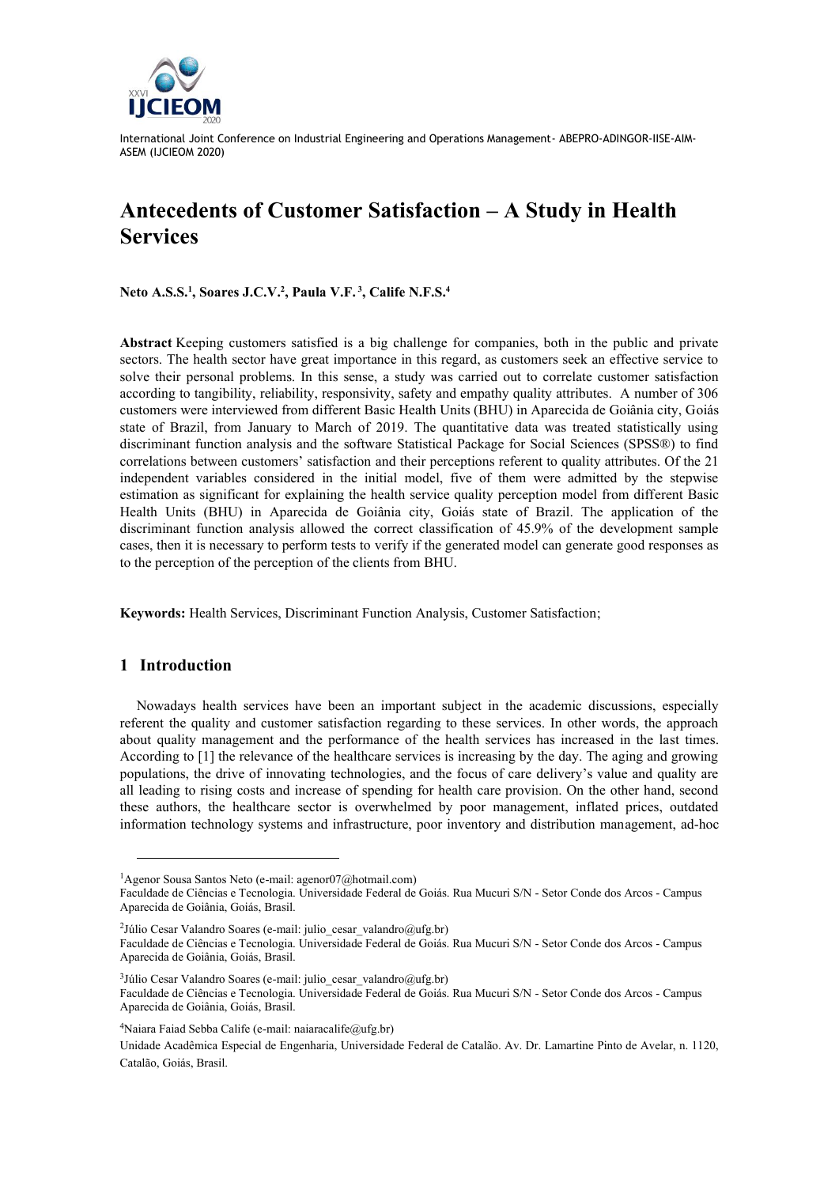# Antecedents of Customer Satisfaction – A Study in Health Services

**Neto A.S.S.[1], Soares J.C.V.[2], Paula V.F.[3], Calife N.F.S.[4]**

**Abstract** Keeping customers satisfied is a big challenge for companies, both in the public and private sectors. The health sector have great importance in this regard, as customers seek an effective service to solve their personal problems. In this sense, a study was carried out to correlate customer satisfaction according to tangibility, reliability, responsivity, safety and empathy quality attributes. A number of 306 customers were interviewed from different Basic Health Units (BHU) in Aparecida de Goiânia city, Goiás state of Brazil, from January to March of 2019. The quantitative data was treated statistically using discriminant function analysis and the software Statistical Package for Social Sciences (SPSS®) to find correlations between customers' satisfaction and their perceptions referent to quality attributes. Of the 21 independent variables considered in the initial model, five of them were admitted by the stepwise estimation as significant for explaining the health service quality perception model from different Basic Health Units (BHU) in Aparecida de Goiânia city, Goiás state of Brazil. The application of the discriminant function analysis allowed the correct classification of 45.9% of the development sample cases, then it is necessary to perform tests to verify if the generated model can generate good responses as to the perception of the perception of the clients from BHU.

**Keywords:** Health Services, Discriminant Function Analysis, Customer Satisfaction;

## 1 Introduction

Nowadays health services have been an important subject in the academic discussions, especially referent the quality and customer satisfaction regarding to these services. In other words, the approach about quality management and the performance of the health services has increased in the last times. According to [1] the relevance of the healthcare services is increasing by the day. The aging and growing populations, the drive of innovating technologies, and the focus of care delivery's value and quality are all leading to rising costs and increase of spending for health care provision. On the other hand, second these authors, the healthcare sector is overwhelmed by poor management, inflated prices, outdated information technology systems and infrastructure, poor inventory and distribution management, ad-hoc

---

[1] Agenor Sousa Santos Neto (e-mail: agenor07@hotmail.com)
Faculdade de Ciências e Tecnologia. Universidade Federal de Goiás. Rua Mucuri S/N - Setor Conde dos Arcos - Campus Aparecida de Goiânia, Goiás, Brasil.

[2] Júlio Cesar Valandro Soares (e-mail: julio_cesar_valandro@ufg.br)
Faculdade de Ciências e Tecnologia. Universidade Federal de Goiás. Rua Mucuri S/N - Setor Conde dos Arcos - Campus Aparecida de Goiânia, Goiás, Brasil.

[3] Júlio Cesar Valandro Soares (e-mail: julio_cesar_valandro@ufg.br)
Faculdade de Ciências e Tecnologia. Universidade Federal de Goiás. Rua Mucuri S/N - Setor Conde dos Arcos - Campus Aparecida de Goiânia, Goiás, Brasil.

[4] Naiara Faiad Sebba Calife (e-mail: naiaracalife@ufg.br)
Unidade Acadêmica Especial de Engenharia, Universidade Federal de Catalão. Av. Dr. Lamartine Pinto de Avelar, n. 1120, Catalão, Goiás, Brasil.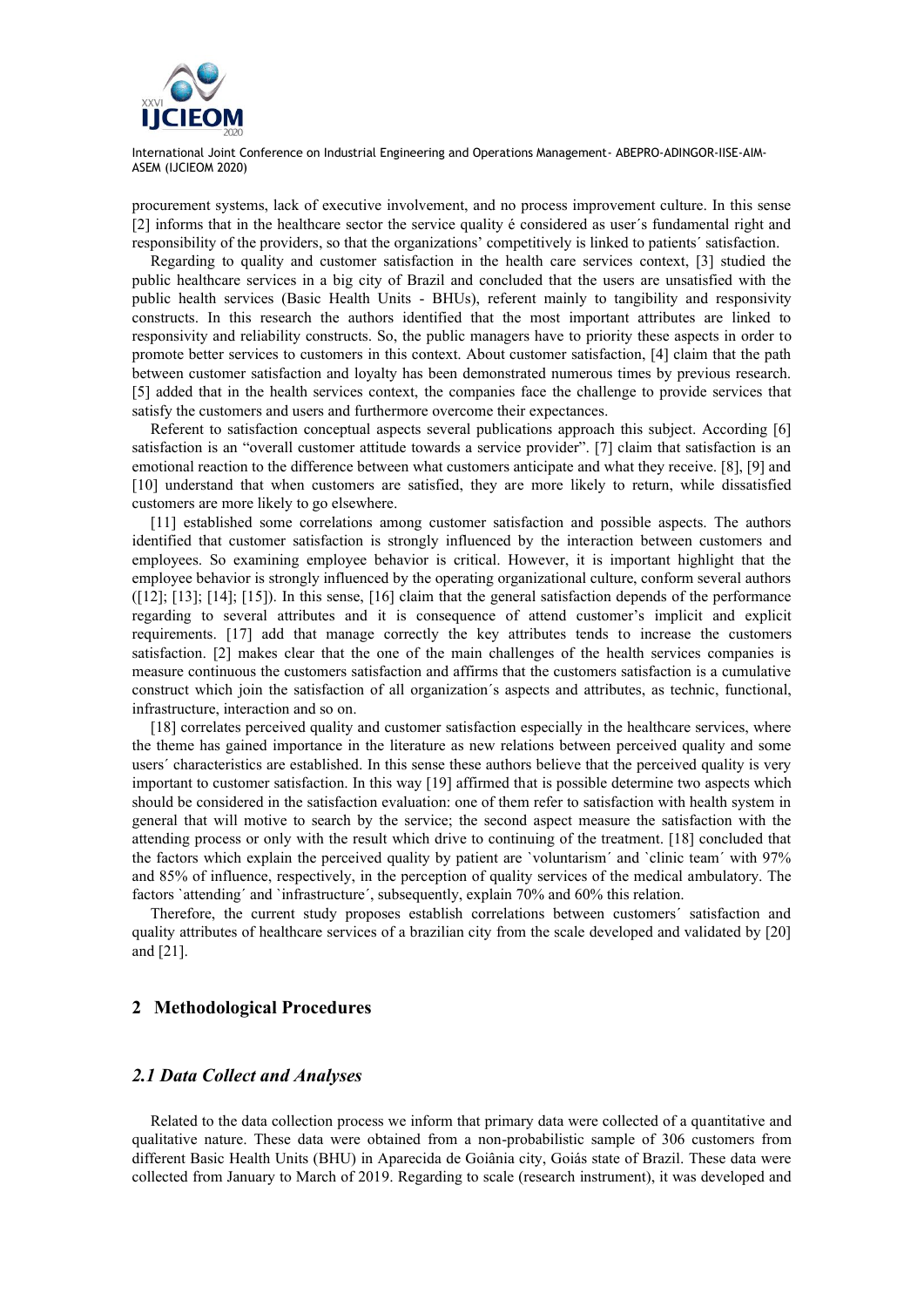procurement systems, lack of executive involvement, and no process improvement culture. In this sense [2] informs that in the healthcare sector the service quality é considered as user´s fundamental right and responsibility of the providers, so that the organizations' competitively is linked to patients´ satisfaction.

Regarding to quality and customer satisfaction in the health care services context, [3] studied the public healthcare services in a big city of Brazil and concluded that the users are unsatisfied with the public health services (Basic Health Units - BHUs), referent mainly to tangibility and responsivity constructs. In this research the authors identified that the most important attributes are linked to responsivity and reliability constructs. So, the public managers have to priority these aspects in order to promote better services to customers in this context. About customer satisfaction, [4] claim that the path between customer satisfaction and loyalty has been demonstrated numerous times by previous research. [5] added that in the health services context, the companies face the challenge to provide services that satisfy the customers and users and furthermore overcome their expectances.

Referent to satisfaction conceptual aspects several publications approach this subject. According [6] satisfaction is an "overall customer attitude towards a service provider". [7] claim that satisfaction is an emotional reaction to the difference between what customers anticipate and what they receive. [8], [9] and [10] understand that when customers are satisfied, they are more likely to return, while dissatisfied customers are more likely to go elsewhere.

[11] established some correlations among customer satisfaction and possible aspects. The authors identified that customer satisfaction is strongly influenced by the interaction between customers and employees. So examining employee behavior is critical. However, it is important highlight that the employee behavior is strongly influenced by the operating organizational culture, conform several authors ([12]; [13]; [14]; [15]). In this sense, [16] claim that the general satisfaction depends of the performance regarding to several attributes and it is consequence of attend customer's implicit and explicit requirements. [17] add that manage correctly the key attributes tends to increase the customers satisfaction. [2] makes clear that the one of the main challenges of the health services companies is measure continuous the customers satisfaction and affirms that the customers satisfaction is a cumulative construct which join the satisfaction of all organization´s aspects and attributes, as technic, functional, infrastructure, interaction and so on.

[18] correlates perceived quality and customer satisfaction especially in the healthcare services, where the theme has gained importance in the literature as new relations between perceived quality and some users´ characteristics are established. In this sense these authors believe that the perceived quality is very important to customer satisfaction. In this way [19] affirmed that is possible determine two aspects which should be considered in the satisfaction evaluation: one of them refer to satisfaction with health system in general that will motive to search by the service; the second aspect measure the satisfaction with the attending process or only with the result which drive to continuing of the treatment. [18] concluded that the factors which explain the perceived quality by patient are `voluntarism´ and `clinic team´ with 97% and 85% of influence, respectively, in the perception of quality services of the medical ambulatory. The factors `attending´ and `infrastructure´, subsequently, explain 70% and 60% this relation.

Therefore, the current study proposes establish correlations between customers´ satisfaction and quality attributes of healthcare services of a brazilian city from the scale developed and validated by [20] and [21].

## 2 Methodological Procedures

### *2.1 Data Collect and Analyses*

Related to the data collection process we inform that primary data were collected of a quantitative and qualitative nature. These data were obtained from a non-probabilistic sample of 306 customers from different Basic Health Units (BHU) in Aparecida de Goiânia city, Goiás state of Brazil. These data were collected from January to March of 2019. Regarding to scale (research instrument), it was developed and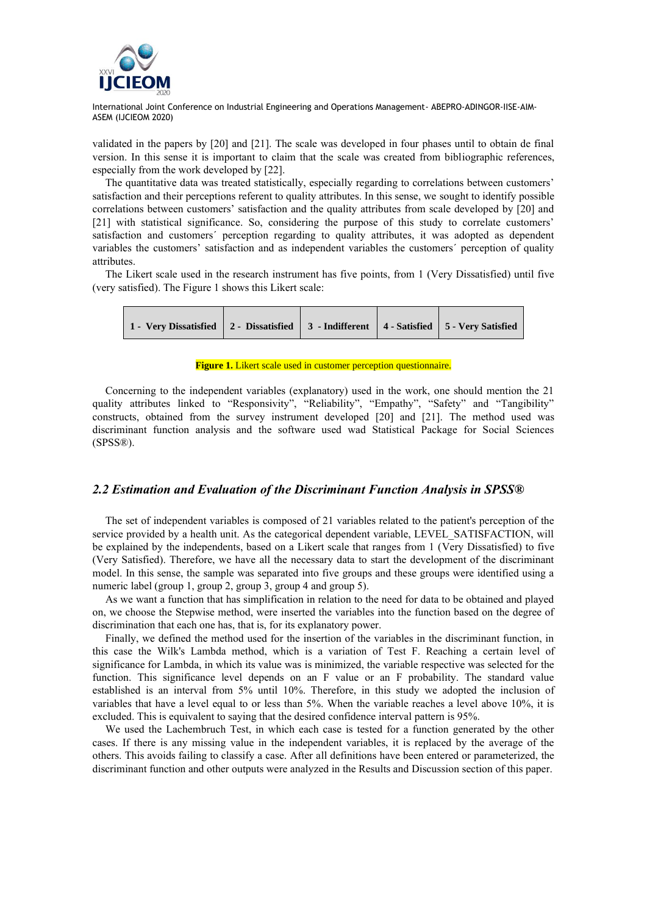validated in the papers by [20] and [21]. The scale was developed in four phases until to obtain de final version. In this sense it is important to claim that the scale was created from bibliographic references, especially from the work developed by [22].

The quantitative data was treated statistically, especially regarding to correlations between customers' satisfaction and their perceptions referent to quality attributes. In this sense, we sought to identify possible correlations between customers' satisfaction and the quality attributes from scale developed by [20] and [21] with statistical significance. So, considering the purpose of this study to correlate customers' satisfaction and customers´ perception regarding to quality attributes, it was adopted as dependent variables the customers' satisfaction and as independent variables the customers´ perception of quality attributes.

The Likert scale used in the research instrument has five points, from 1 (Very Dissatisfied) until five (very satisfied). The Figure 1 shows this Likert scale:

| 1 - Very Dissatisfied | 2 - Dissatisfied | 3 - Indifferent | 4 - Satisfied | 5 - Very Satisfied |
|---|---|---|---|---|

**Figure 1.** Likert scale used in customer perception questionnaire.

Concerning to the independent variables (explanatory) used in the work, one should mention the 21 quality attributes linked to "Responsivity", "Reliability", "Empathy", "Safety" and "Tangibility" constructs, obtained from the survey instrument developed [20] and [21]. The method used was discriminant function analysis and the software used wad Statistical Package for Social Sciences (SPSS®).

## *2.2 Estimation and Evaluation of the Discriminant Function Analysis in SPSS®*

The set of independent variables is composed of 21 variables related to the patient's perception of the service provided by a health unit. As the categorical dependent variable, LEVEL_SATISFACTION, will be explained by the independents, based on a Likert scale that ranges from 1 (Very Dissatisfied) to five (Very Satisfied). Therefore, we have all the necessary data to start the development of the discriminant model. In this sense, the sample was separated into five groups and these groups were identified using a numeric label (group 1, group 2, group 3, group 4 and group 5).

As we want a function that has simplification in relation to the need for data to be obtained and played on, we choose the Stepwise method, were inserted the variables into the function based on the degree of discrimination that each one has, that is, for its explanatory power.

Finally, we defined the method used for the insertion of the variables in the discriminant function, in this case the Wilk's Lambda method, which is a variation of Test F. Reaching a certain level of significance for Lambda, in which its value was is minimized, the variable respective was selected for the function. This significance level depends on an F value or an F probability. The standard value established is an interval from 5% until 10%. Therefore, in this study we adopted the inclusion of variables that have a level equal to or less than 5%. When the variable reaches a level above 10%, it is excluded. This is equivalent to saying that the desired confidence interval pattern is 95%.

We used the Lachembruch Test, in which each case is tested for a function generated by the other cases. If there is any missing value in the independent variables, it is replaced by the average of the others. This avoids failing to classify a case. After all definitions have been entered or parameterized, the discriminant function and other outputs were analyzed in the Results and Discussion section of this paper.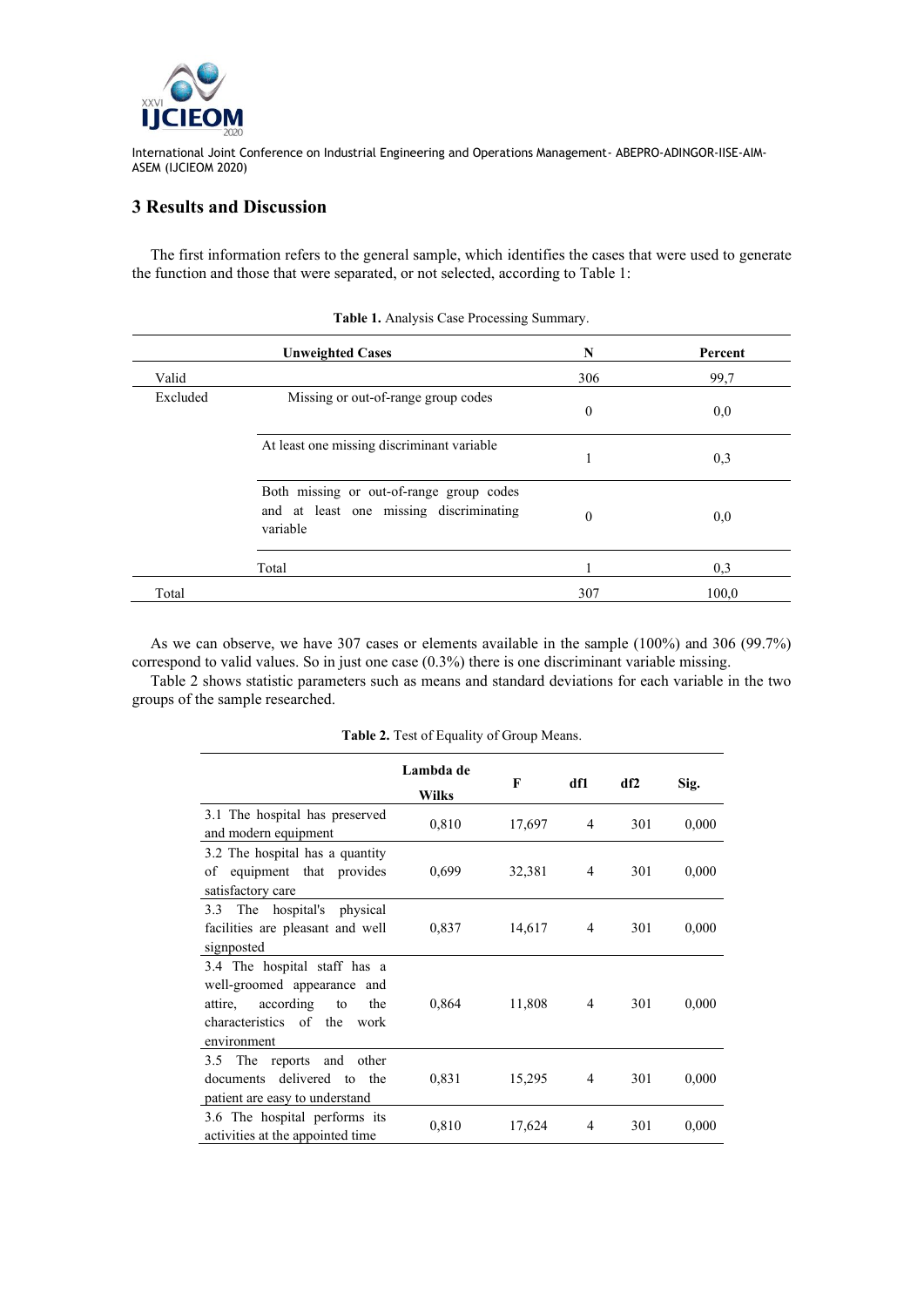## 3 Results and Discussion

The first information refers to the general sample, which identifies the cases that were used to generate the function and those that were separated, or not selected, according to Table 1:

**Table 1.** Analysis Case Processing Summary.

| Unweighted Cases | | N | Percent |
|---|---|---|---|
| Valid | | 306 | 99,7 |
| Excluded | Missing or out-of-range group codes | 0 | 0,0 |
| | At least one missing discriminant variable | 1 | 0,3 |
| | Both missing or out-of-range group codes and at least one missing discriminating variable | 0 | 0,0 |
| | Total | 1 | 0,3 |
| Total | | 307 | 100,0 |

As we can observe, we have 307 cases or elements available in the sample (100%) and 306 (99.7%) correspond to valid values. So in just one case (0.3%) there is one discriminant variable missing.

Table 2 shows statistic parameters such as means and standard deviations for each variable in the two groups of the sample researched.

**Table 2.** Test of Equality of Group Means.

| | Lambda de Wilks | F | df1 | df2 | Sig. |
|---|---|---|---|---|---|
| 3.1 The hospital has preserved and modern equipment | 0,810 | 17,697 | 4 | 301 | 0,000 |
| 3.2 The hospital has a quantity of equipment that provides satisfactory care | 0,699 | 32,381 | 4 | 301 | 0,000 |
| 3.3 The hospital's physical facilities are pleasant and well signposted | 0,837 | 14,617 | 4 | 301 | 0,000 |
| 3.4 The hospital staff has a well-groomed appearance and attire, according to the characteristics of the work environment | 0,864 | 11,808 | 4 | 301 | 0,000 |
| 3.5 The reports and other documents delivered to the patient are easy to understand | 0,831 | 15,295 | 4 | 301 | 0,000 |
| 3.6 The hospital performs its activities at the appointed time | 0,810 | 17,624 | 4 | 301 | 0,000 |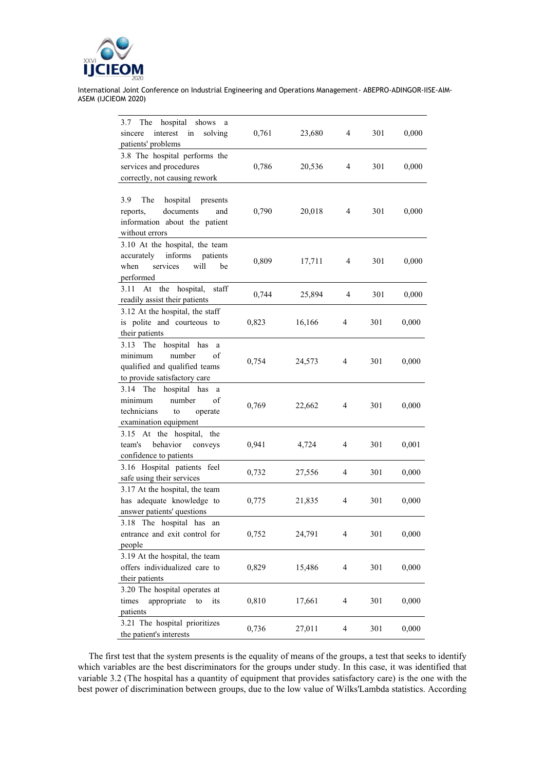| | | | | | |
|---|---|---|---|---|---|
| 3.7 The hospital shows a sincere interest in solving patients' problems | 0,761 | 23,680 | 4 | 301 | 0,000 |
| 3.8 The hospital performs the services and procedures correctly, not causing rework | 0,786 | 20,536 | 4 | 301 | 0,000 |
| 3.9 The hospital presents reports, documents and information about the patient without errors | 0,790 | 20,018 | 4 | 301 | 0,000 |
| 3.10 At the hospital, the team accurately informs patients when services will be performed | 0,809 | 17,711 | 4 | 301 | 0,000 |
| 3.11 At the hospital, staff readily assist their patients | 0,744 | 25,894 | 4 | 301 | 0,000 |
| 3.12 At the hospital, the staff is polite and courteous to their patients | 0,823 | 16,166 | 4 | 301 | 0,000 |
| 3.13 The hospital has a minimum number of qualified and qualified teams to provide satisfactory care | 0,754 | 24,573 | 4 | 301 | 0,000 |
| 3.14 The hospital has a minimum number of technicians to operate examination equipment | 0,769 | 22,662 | 4 | 301 | 0,000 |
| 3.15 At the hospital, the team's behavior conveys confidence to patients | 0,941 | 4,724 | 4 | 301 | 0,001 |
| 3.16 Hospital patients feel safe using their services | 0,732 | 27,556 | 4 | 301 | 0,000 |
| 3.17 At the hospital, the team has adequate knowledge to answer patients' questions | 0,775 | 21,835 | 4 | 301 | 0,000 |
| 3.18 The hospital has an entrance and exit control for people | 0,752 | 24,791 | 4 | 301 | 0,000 |
| 3.19 At the hospital, the team offers individualized care to their patients | 0,829 | 15,486 | 4 | 301 | 0,000 |
| 3.20 The hospital operates at times appropriate to its patients | 0,810 | 17,661 | 4 | 301 | 0,000 |
| 3.21 The hospital prioritizes the patient's interests | 0,736 | 27,011 | 4 | 301 | 0,000 |

The first test that the system presents is the equality of means of the groups, a test that seeks to identify which variables are the best discriminators for the groups under study. In this case, it was identified that variable 3.2 (The hospital has a quantity of equipment that provides satisfactory care) is the one with the best power of discrimination between groups, due to the low value of Wilks'Lambda statistics. According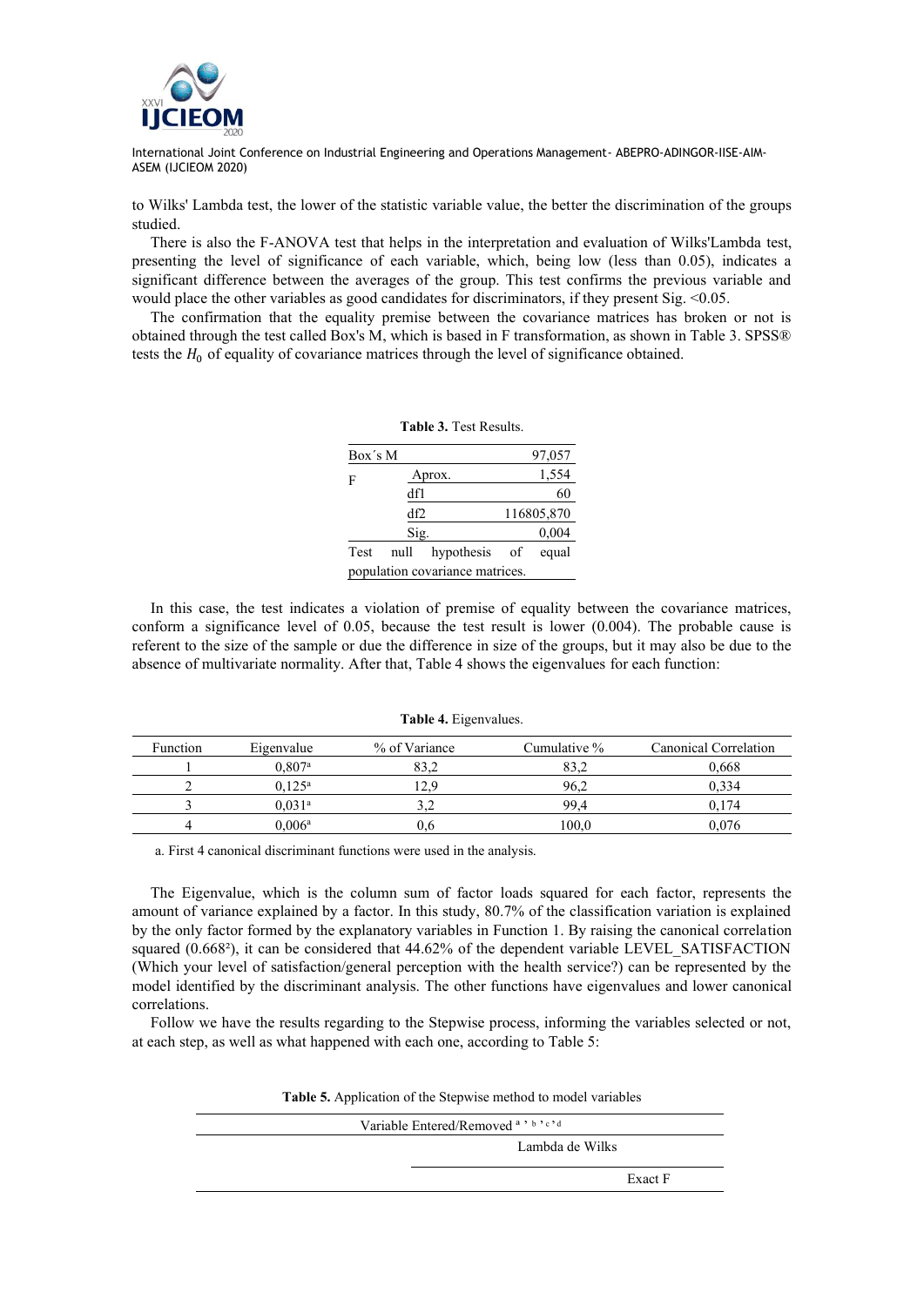to Wilks' Lambda test, the lower of the statistic variable value, the better the discrimination of the groups studied.

There is also the F-ANOVA test that helps in the interpretation and evaluation of Wilks'Lambda test, presenting the level of significance of each variable, which, being low (less than 0.05), indicates a significant difference between the averages of the group. This test confirms the previous variable and would place the other variables as good candidates for discriminators, if they present Sig. <0.05.

The confirmation that the equality premise between the covariance matrices has broken or not is obtained through the test called Box's M, which is based in F transformation, as shown in Table 3. SPSS® tests the $H_0$ of equality of covariance matrices through the level of significance obtained.

**Table 3.** Test Results.

| Box´s M | | 97,057 |
|---|---|---|
| F | Aprox. | 1,554 |
| | df1 | 60 |
| | df2 | 116805,870 |
| | Sig. | 0,004 |
| Test null hypothesis of equal population covariance matrices. | | |

In this case, the test indicates a violation of premise of equality between the covariance matrices, conform a significance level of 0.05, because the test result is lower (0.004). The probable cause is referent to the size of the sample or due the difference in size of the groups, but it may also be due to the absence of multivariate normality. After that, Table 4 shows the eigenvalues for each function:

**Table 4.** Eigenvalues.

| Function | Eigenvalue | % of Variance | Cumulative % | Canonical Correlation |
|---|---|---|---|---|
| 1 | 0,807[a] | 83,2 | 83,2 | 0,668 |
| 2 | 0,125[a] | 12,9 | 96,2 | 0,334 |
| 3 | 0,031[a] | 3,2 | 99,4 | 0,174 |
| 4 | 0,006[a] | 0,6 | 100,0 | 0,076 |

a. First 4 canonical discriminant functions were used in the analysis.

The Eigenvalue, which is the column sum of factor loads squared for each factor, represents the amount of variance explained by a factor. In this study, 80.7% of the classification variation is explained by the only factor formed by the explanatory variables in Function 1. By raising the canonical correlation squared ($0.668^2$), it can be considered that 44.62% of the dependent variable LEVEL_SATISFACTION (Which your level of satisfaction/general perception with the health service?) can be represented by the model identified by the discriminant analysis. The other functions have eigenvalues and lower canonical correlations.

Follow we have the results regarding to the Stepwise process, informing the variables selected or not, at each step, as well as what happened with each one, according to Table 5:

**Table 5.** Application of the Stepwise method to model variables

| Variable Entered/Removed [a, b, c, d] | |
|---|---|
| | Lambda de Wilks |
| | Exact F |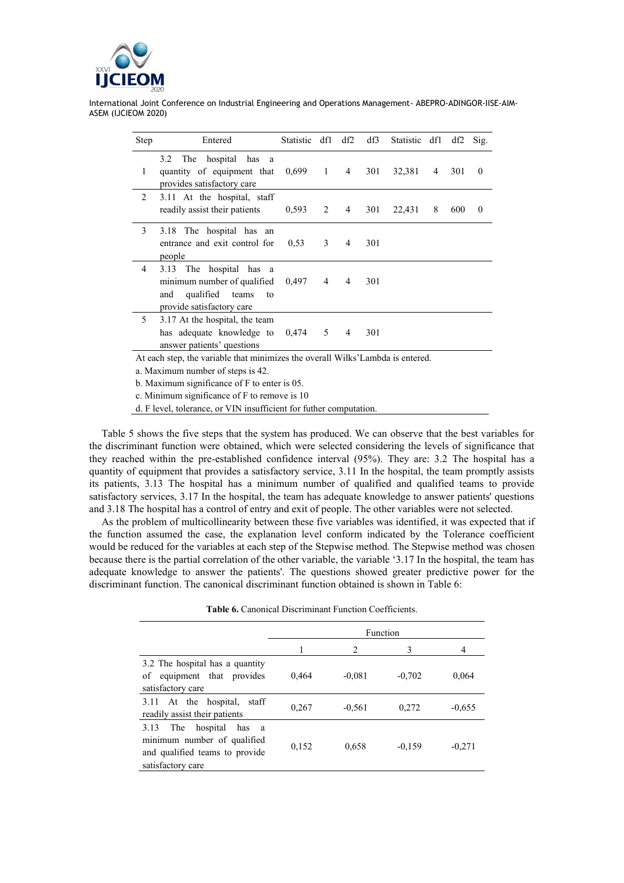| Step | Entered | Statistic | df1 | df2 | df3 | Statistic | df1 | df2 | Sig. |
|---|---|---|---|---|---|---|---|---|---|
| 1 | 3.2 The hospital has a quantity of equipment that provides satisfactory care | 0,699 | 1 | 4 | 301 | 32,381 | 4 | 301 | 0 |
| 2 | 3.11 At the hospital, staff readily assist their patients | 0,593 | 2 | 4 | 301 | 22,431 | 8 | 600 | 0 |
| 3 | 3.18 The hospital has an entrance and exit control for people | 0,53 | 3 | 4 | 301 | | | | |
| 4 | 3.13 The hospital has a minimum number of qualified and qualified teams to provide satisfactory care | 0,497 | 4 | 4 | 301 | | | | |
| 5 | 3.17 At the hospital, the team has adequate knowledge to answer patients' questions | 0,474 | 5 | 4 | 301 | | | | |

At each step, the variable that minimizes the overall Wilks'Lambda is entered.

a. Maximum number of steps is 42.

b. Maximum significance of F to enter is 05.

c. Minimum significance of F to remove is 10

d. F level, tolerance, or VIN insufficient for futher computation.

Table 5 shows the five steps that the system has produced. We can observe that the best variables for the discriminant function were obtained, which were selected considering the levels of significance that they reached within the pre-established confidence interval (95%). They are: 3.2 The hospital has a quantity of equipment that provides a satisfactory service, 3.11 In the hospital, the team promptly assists its patients, 3.13 The hospital has a minimum number of qualified and qualified teams to provide satisfactory services, 3.17 In the hospital, the team has adequate knowledge to answer patients' questions and 3.18 The hospital has a control of entry and exit of people. The other variables were not selected.

As the problem of multicollinearity between these five variables was identified, it was expected that if the function assumed the case, the explanation level conform indicated by the Tolerance coefficient would be reduced for the variables at each step of the Stepwise method. The Stepwise method was chosen because there is the partial correlation of the other variable, the variable '3.17 In the hospital, the team has adequate knowledge to answer the patients'. The questions showed greater predictive power for the discriminant function. The canonical discriminant function obtained is shown in Table 6:

**Table 6.** Canonical Discriminant Function Coefficients.

| | Function | | | |
|---|---|---|---|---|
| | 1 | 2 | 3 | 4 |
| 3.2 The hospital has a quantity of equipment that provides satisfactory care | 0,464 | -0,081 | -0,702 | 0,064 |
| 3.11 At the hospital, staff readily assist their patients | 0,267 | -0,561 | 0,272 | -0,655 |
| 3.13 The hospital has a minimum number of qualified and qualified teams to provide satisfactory care | 0,152 | 0,658 | -0,159 | -0,271 |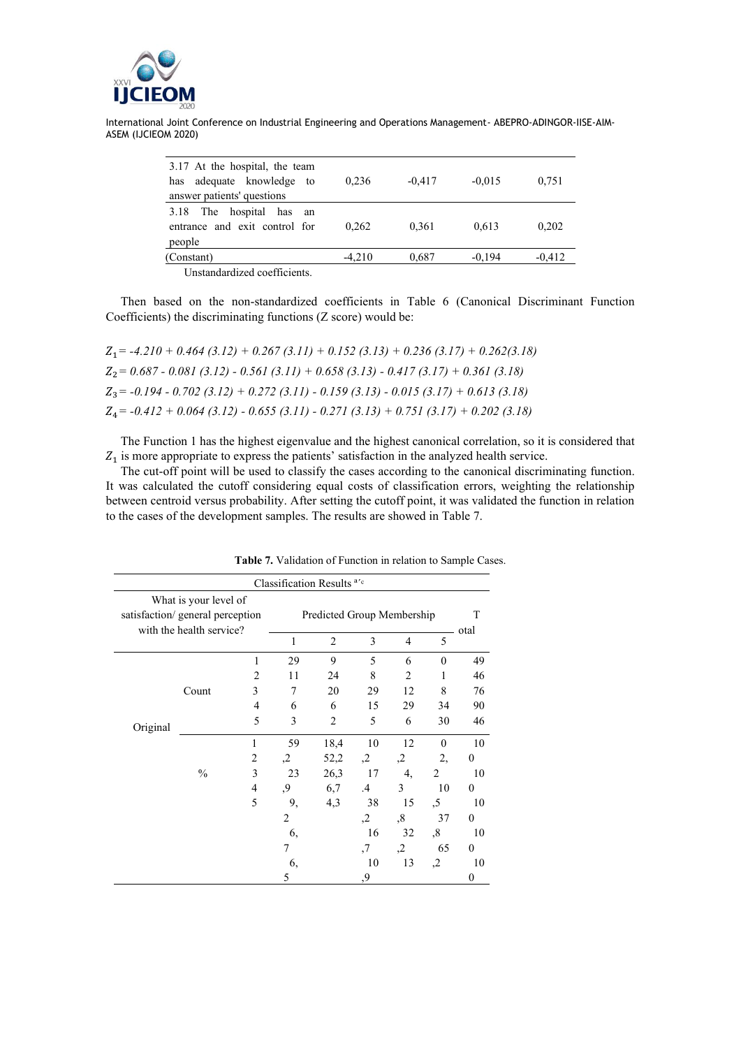| | | | | |
|---|---|---|---|---|
| 3.17 At the hospital, the team has adequate knowledge to answer patients' questions | 0,236 | -0,417 | -0,015 | 0,751 |
| 3.18 The hospital has an entrance and exit control for people | 0,262 | 0,361 | 0,613 | 0,202 |
| (Constant) | -4,210 | 0,687 | -0,194 | -0,412 |

Unstandardized coefficients.

Then based on the non-standardized coefficients in Table 6 (Canonical Discriminant Function Coefficients) the discriminating functions (Z score) would be:

$Z_1 = -4.210 + 0.464\ (3.12) + 0.267\ (3.11) + 0.152\ (3.13) + 0.236\ (3.17) + 0.262(3.18)$

$Z_2 = 0.687 - 0.081\ (3.12) - 0.561\ (3.11) + 0.658\ (3.13) - 0.417\ (3.17) + 0.361\ (3.18)$

$Z_3 = -0.194 - 0.702\ (3.12) + 0.272\ (3.11) - 0.159\ (3.13) - 0.015\ (3.17) + 0.613\ (3.18)$

$Z_4 = -0.412 + 0.064\ (3.12) - 0.655\ (3.11) - 0.271\ (3.13) + 0.751\ (3.17) + 0.202\ (3.18)$

The Function 1 has the highest eigenvalue and the highest canonical correlation, so it is considered that $Z_1$ is more appropriate to express the patients' satisfaction in the analyzed health service.

The cut-off point will be used to classify the cases according to the canonical discriminating function. It was calculated the cutoff considering equal costs of classification errors, weighting the relationship between centroid versus probability. After setting the cutoff point, it was validated the function in relation to the cases of the development samples. The results are showed in Table 7.

**Table 7.** Validation of Function in relation to Sample Cases.

Classification Results [a,c]

| What is your level of satisfaction/ general perception with the health service? | | | Predicted Group Membership | | | | | Total |
|---|---|---|---|---|---|---|---|---|
| | | | 1 | 2 | 3 | 4 | 5 | |
| Original | Count | 1 | 29 | 9 | 5 | 6 | 0 | 49 |
| | | 2 | 11 | 24 | 8 | 2 | 1 | 46 |
| | | 3 | 7 | 20 | 29 | 12 | 8 | 76 |
| | | 4 | 6 | 6 | 15 | 29 | 34 | 90 |
| | | 5 | 3 | 2 | 5 | 6 | 30 | 46 |
| | % | 1 | 59,2 | 18,4 | 10,2 | 12,2 | 0 | 100 |
| | | 2 | 23,9 | 52,2 | 17,4 | 4,3 | 2,2 | 100 |
| | | 3 | 9,2 | 26,3 | 38,2 | 15,8 | 10,5 | 100 |
| | | 4 | 6,7 | 6,7 | 16,7 | 32,2 | 37,8 | 100 |
| | | 5 | 6,5 | 4,3 | 10,9 | 13 | 65,2 | 100 |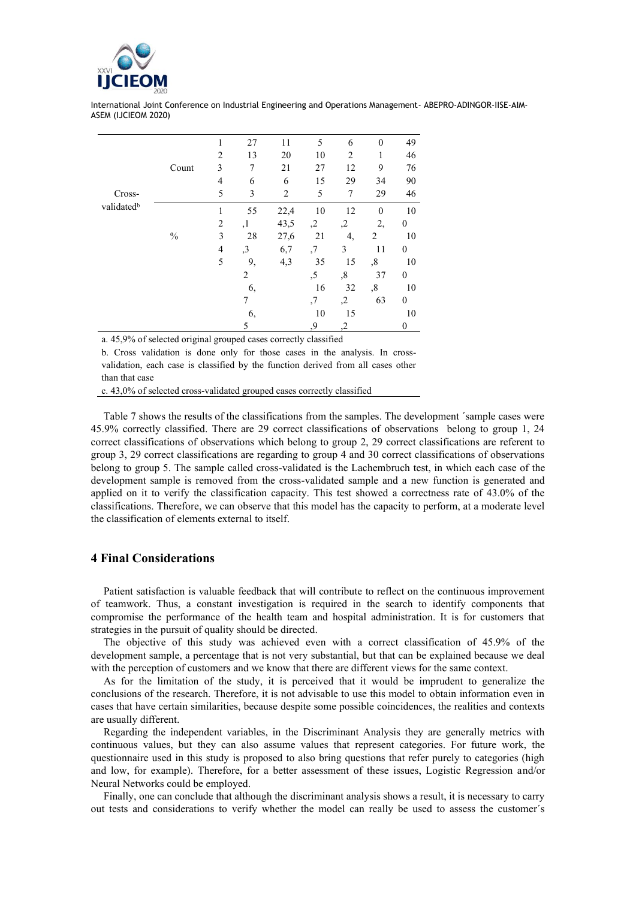| | | | | | | | | |
|---|---|---|---|---|---|---|---|---|
| Cross-validated[b] | Count | 1 | 27 | 11 | 5 | 6 | 0 | 49 |
| | | 2 | 13 | 20 | 10 | 2 | 1 | 46 |
| | | 3 | 7 | 21 | 27 | 12 | 9 | 76 |
| | | 4 | 6 | 6 | 15 | 29 | 34 | 90 |
| | | 5 | 3 | 2 | 5 | 7 | 29 | 46 |
| | % | 1 | 55 | 22,4 | 10 | 12 | 0 | 10 |
| | | 2 | ,1 | 43,5 | ,2 | ,2 | 2, | 0 |
| | | 3 | 28 | 27,6 | 21 | 4, | 2 | 10 |
| | | 4 | ,3 | 6,7 | ,7 | 3 | 11 | 0 |
| | | 5 | 9, | 4,3 | 35 | 15 | ,8 | 10 |
| | | | 2 | | ,5 | ,8 | 37 | 0 |
| | | | 6, | | 16 | 32 | ,8 | 10 |
| | | | 7 | | ,7 | ,2 | 63 | 0 |
| | | | 6, | | 10 | 15 | | 10 |
| | | | 5 | | ,9 | ,2 | | 0 |

a. 45,9% of selected original grouped cases correctly classified

b. Cross validation is done only for those cases in the analysis. In cross-validation, each case is classified by the function derived from all cases other than that case

c. 43,0% of selected cross-validated grouped cases correctly classified

Table 7 shows the results of the classifications from the samples. The development ´sample cases were 45.9% correctly classified. There are 29 correct classifications of observations belong to group 1, 24 correct classifications of observations which belong to group 2, 29 correct classifications are referent to group 3, 29 correct classifications are regarding to group 4 and 30 correct classifications of observations belong to group 5. The sample called cross-validated is the Lachembruch test, in which each case of the development sample is removed from the cross-validated sample and a new function is generated and applied on it to verify the classification capacity. This test showed a correctness rate of 43.0% of the classifications. Therefore, we can observe that this model has the capacity to perform, at a moderate level the classification of elements external to itself.

## 4 Final Considerations

Patient satisfaction is valuable feedback that will contribute to reflect on the continuous improvement of teamwork. Thus, a constant investigation is required in the search to identify components that compromise the performance of the health team and hospital administration. It is for customers that strategies in the pursuit of quality should be directed.

The objective of this study was achieved even with a correct classification of 45.9% of the development sample, a percentage that is not very substantial, but that can be explained because we deal with the perception of customers and we know that there are different views for the same context.

As for the limitation of the study, it is perceived that it would be imprudent to generalize the conclusions of the research. Therefore, it is not advisable to use this model to obtain information even in cases that have certain similarities, because despite some possible coincidences, the realities and contexts are usually different.

Regarding the independent variables, in the Discriminant Analysis they are generally metrics with continuous values, but they can also assume values that represent categories. For future work, the questionnaire used in this study is proposed to also bring questions that refer purely to categories (high and low, for example). Therefore, for a better assessment of these issues, Logistic Regression and/or Neural Networks could be employed.

Finally, one can conclude that although the discriminant analysis shows a result, it is necessary to carry out tests and considerations to verify whether the model can really be used to assess the customer´s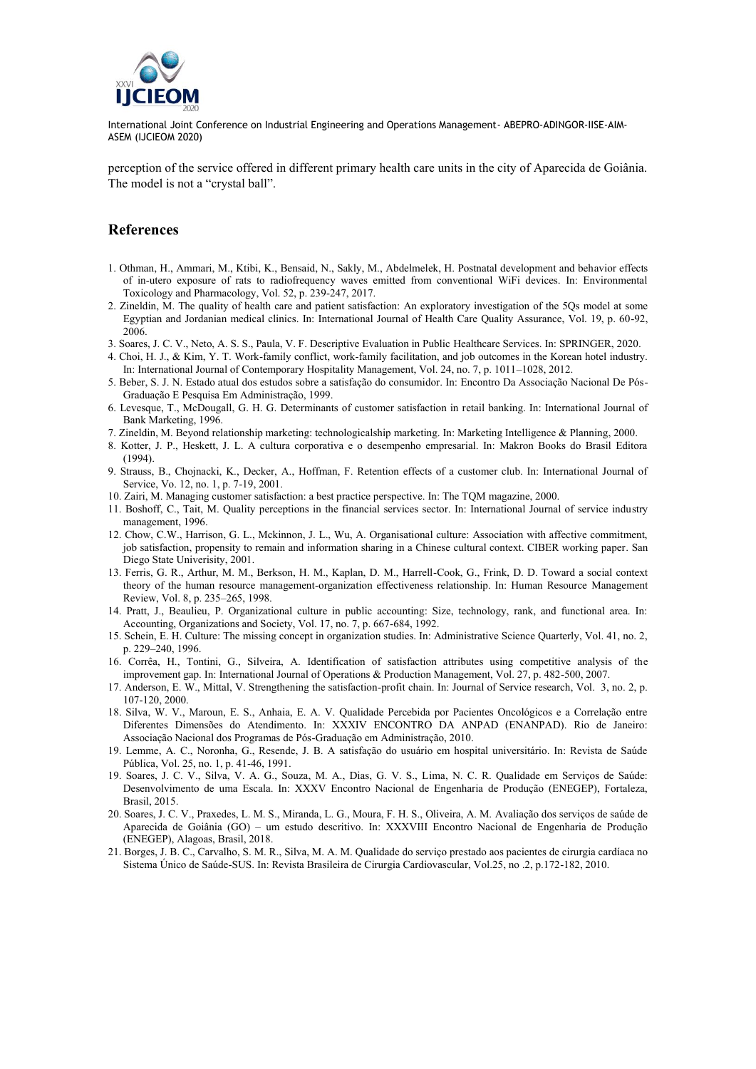perception of the service offered in different primary health care units in the city of Aparecida de Goiânia. The model is not a “crystal ball”.

## References

1. Othman, H., Ammari, M., Ktibi, K., Bensaid, N., Sakly, M., Abdelmelek, H. Postnatal development and behavior effects of in-utero exposure of rats to radiofrequency waves emitted from conventional WiFi devices. In: Environmental Toxicology and Pharmacology, Vol. 52, p. 239-247, 2017.
2. Zineldin, M. The quality of health care and patient satisfaction: An exploratory investigation of the 5Qs model at some Egyptian and Jordanian medical clinics. In: International Journal of Health Care Quality Assurance, Vol. 19, p. 60-92, 2006.
3. Soares, J. C. V., Neto, A. S. S., Paula, V. F. Descriptive Evaluation in Public Healthcare Services. In: SPRINGER, 2020.
4. Choi, H. J., & Kim, Y. T. Work-family conflict, work-family facilitation, and job outcomes in the Korean hotel industry. In: International Journal of Contemporary Hospitality Management, Vol. 24, no. 7, p. 1011–1028, 2012.
5. Beber, S. J. N. Estado atual dos estudos sobre a satisfação do consumidor. In: Encontro Da Associação Nacional De Pós-Graduação E Pesquisa Em Administração, 1999.
6. Levesque, T., McDougall, G. H. G. Determinants of customer satisfaction in retail banking. In: International Journal of Bank Marketing, 1996.
7. Zineldin, M. Beyond relationship marketing: technologicalship marketing. In: Marketing Intelligence & Planning, 2000.
8. Kotter, J. P., Heskett, J. L. A cultura corporativa e o desempenho empresarial. In: Makron Books do Brasil Editora (1994).
9. Strauss, B., Chojnacki, K., Decker, A., Hoffman, F. Retention effects of a customer club. In: International Journal of Service, Vo. 12, no. 1, p. 7-19, 2001.
10. Zairi, M. Managing customer satisfaction: a best practice perspective. In: The TQM magazine, 2000.
11. Boshoff, C., Tait, M. Quality perceptions in the financial services sector. In: International Journal of service industry management, 1996.
12. Chow, C.W., Harrison, G. L., Mckinnon, J. L., Wu, A. Organisational culture: Association with affective commitment, job satisfaction, propensity to remain and information sharing in a Chinese cultural context. CIBER working paper. San Diego State Univerisity, 2001.
13. Ferris, G. R., Arthur, M. M., Berkson, H. M., Kaplan, D. M., Harrell-Cook, G., Frink, D. D. Toward a social context theory of the human resource management-organization effectiveness relationship. In: Human Resource Management Review, Vol. 8, p. 235–265, 1998.
14. Pratt, J., Beaulieu, P. Organizational culture in public accounting: Size, technology, rank, and functional area. In: Accounting, Organizations and Society, Vol. 17, no. 7, p. 667-684, 1992.
15. Schein, E. H. Culture: The missing concept in organization studies. In: Administrative Science Quarterly, Vol. 41, no. 2, p. 229–240, 1996.
16. Corrêa, H., Tontini, G., Silveira, A. Identification of satisfaction attributes using competitive analysis of the improvement gap. In: International Journal of Operations & Production Management, Vol. 27, p. 482-500, 2007.
17. Anderson, E. W., Mittal, V. Strengthening the satisfaction-profit chain. In: Journal of Service research, Vol. 3, no. 2, p. 107-120, 2000.
18. Silva, W. V., Maroun, E. S., Anhaia, E. A. V. Qualidade Percebida por Pacientes Oncológicos e a Correlação entre Diferentes Dimensões do Atendimento. In: XXXIV ENCONTRO DA ANPAD (ENANPAD). Rio de Janeiro: Associação Nacional dos Programas de Pós-Graduação em Administração, 2010.
19. Lemme, A. C., Noronha, G., Resende, J. B. A satisfação do usuário em hospital universitário. In: Revista de Saúde Pública, Vol. 25, no. 1, p. 41-46, 1991.
19. Soares, J. C. V., Silva, V. A. G., Souza, M. A., Dias, G. V. S., Lima, N. C. R. Qualidade em Serviços de Saúde: Desenvolvimento de uma Escala. In: XXXV Encontro Nacional de Engenharia de Produção (ENEGEP), Fortaleza, Brasil, 2015.
20. Soares, J. C. V., Praxedes, L. M. S., Miranda, L. G., Moura, F. H. S., Oliveira, A. M. Avaliação dos serviços de saúde de Aparecida de Goiânia (GO) – um estudo descritivo. In: XXXVIII Encontro Nacional de Engenharia de Produção (ENEGEP), Alagoas, Brasil, 2018.
21. Borges, J. B. C., Carvalho, S. M. R., Silva, M. A. M. Qualidade do serviço prestado aos pacientes de cirurgia cardíaca no Sistema Único de Saúde-SUS. In: Revista Brasileira de Cirurgia Cardiovascular, Vol.25, no .2, p.172-182, 2010.